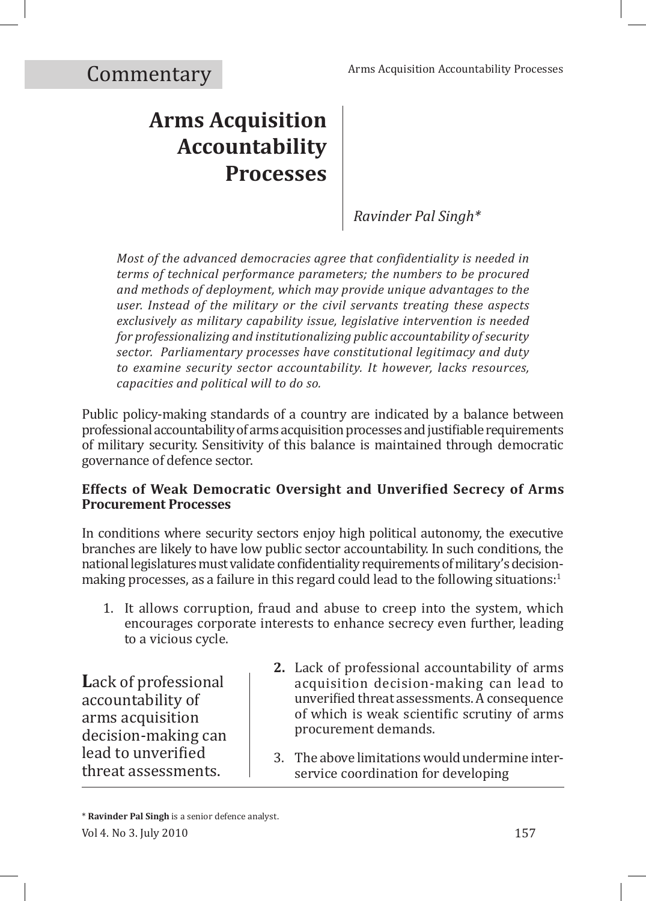Commentary

# Arms Acquisition Accountability Processes

*Ravinder Pal Singh**

*Most of the advanced democracies agree that confidentiality is needed in terms of technical performance parameters; the numbers to be procured and methods of deployment, which may provide unique advantages to the user. Instead of the military or the civil servants treating these aspects exclusively as military capability issue, legislative intervention is needed for professionalizing and institutionalizing public accountability of security sector. Parliamentary processes have constitutional legitimacy and duty to examine security sector accountability. It however, lacks resources, capacities and political will to do so.*

Public policy-making standards of a country are indicated by a balance between professional accountability of arms acquisition processes and justifiable requirements of military security. Sensitivity of this balance is maintained through democratic governance of defence sector.

### Effects of Weak Democratic Oversight and Unverified Secrecy of Arms Procurement Processes

In conditions where security sectors enjoy high political autonomy, the executive branches are likely to have low public sector accountability. In such conditions, the national legislatures must validate confidentiality requirements of military's decision-making processes, as a failure in this regard could lead to the following situations:[1]

1. It allows corruption, fraud and abuse to creep into the system, which encourages corporate interests to enhance secrecy even further, leading to a vicious cycle.
2. Lack of professional accountability of arms acquisition decision-making can lead to unverified threat assessments. A consequence of which is weak scientific scrutiny of arms procurement demands.
3. The above limitations would undermine inter-service coordination for developing

> **Lack of professional accountability of arms acquisition decision-making can lead to unverified threat assessments.**

\* **Ravinder Pal Singh** is a senior defence analyst.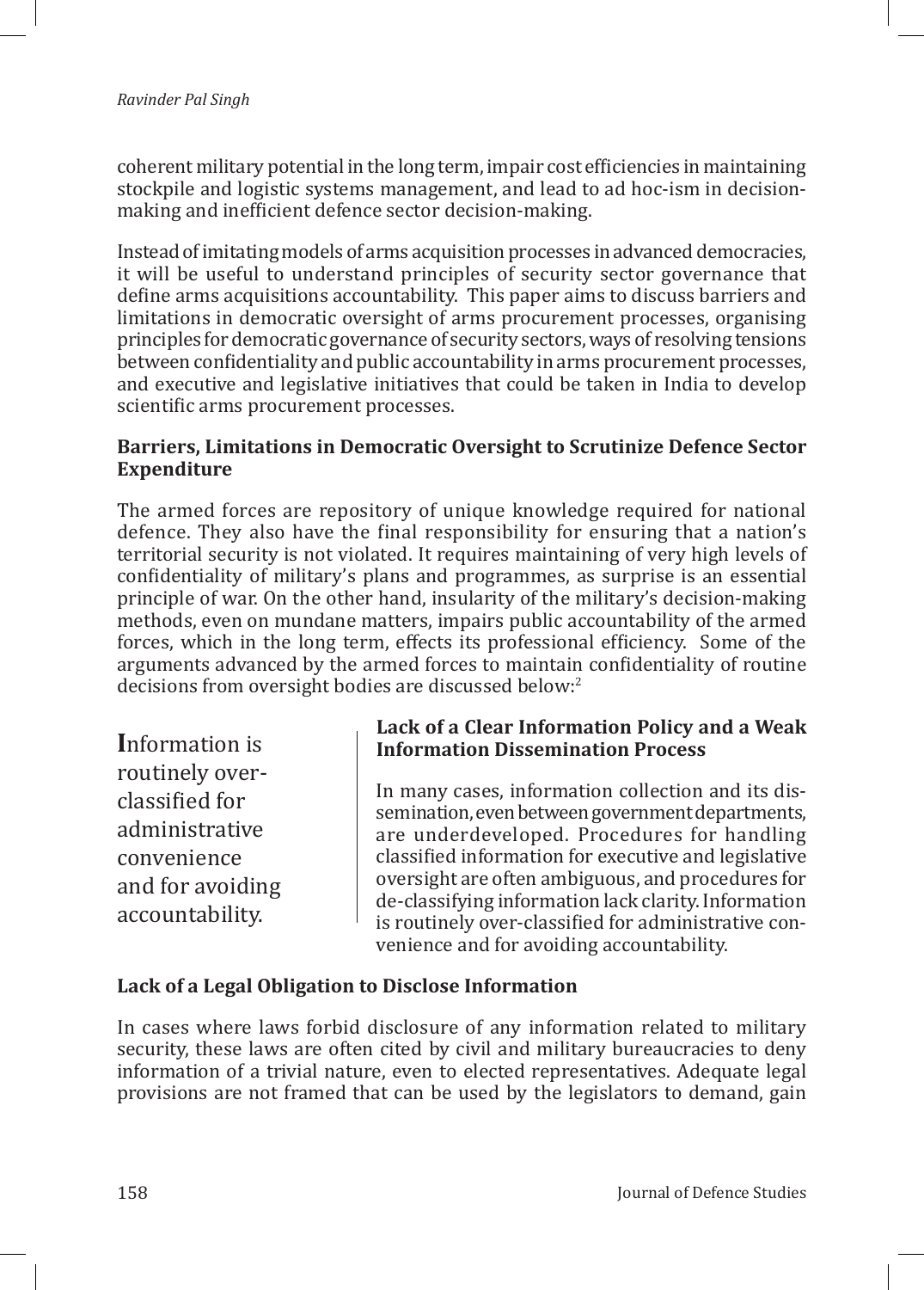coherent military potential in the long term, impair cost efficiencies in maintaining stockpile and logistic systems management, and lead to ad hoc-ism in decision-making and inefficient defence sector decision-making.

Instead of imitating models of arms acquisition processes in advanced democracies, it will be useful to understand principles of security sector governance that define arms acquisitions accountability. This paper aims to discuss barriers and limitations in democratic oversight of arms procurement processes, organising principles for democratic governance of security sectors, ways of resolving tensions between confidentiality and public accountability in arms procurement processes, and executive and legislative initiatives that could be taken in India to develop scientific arms procurement processes.

### Barriers, Limitations in Democratic Oversight to Scrutinize Defence Sector Expenditure

The armed forces are repository of unique knowledge required for national defence. They also have the final responsibility for ensuring that a nation's territorial security is not violated. It requires maintaining of very high levels of confidentiality of military's plans and programmes, as surprise is an essential principle of war. On the other hand, insularity of the military's decision-making methods, even on mundane matters, impairs public accountability of the armed forces, which in the long term, effects its professional efficiency. Some of the arguments advanced by the armed forces to maintain confidentiality of routine decisions from oversight bodies are discussed below:[2]

> Information is routinely over-classified for administrative convenience and for avoiding accountability.

#### Lack of a Clear Information Policy and a Weak Information Dissemination Process

In many cases, information collection and its dissemination, even between government departments, are underdeveloped. Procedures for handling classified information for executive and legislative oversight are often ambiguous, and procedures for de-classifying information lack clarity. Information is routinely over-classified for administrative convenience and for avoiding accountability.

#### Lack of a Legal Obligation to Disclose Information

In cases where laws forbid disclosure of any information related to military security, these laws are often cited by civil and military bureaucracies to deny information of a trivial nature, even to elected representatives. Adequate legal provisions are not framed that can be used by the legislators to demand, gain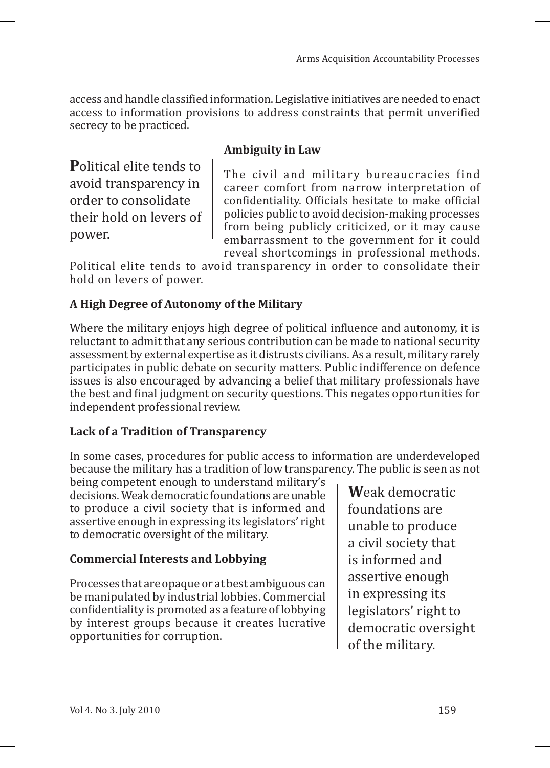access and handle classified information. Legislative initiatives are needed to enact access to information provisions to address constraints that permit unverified secrecy to be practiced.

### Ambiguity in Law

The civil and military bureaucracies find career comfort from narrow interpretation of confidentiality. Officials hesitate to make official policies public to avoid decision-making processes from being publicly criticized, or it may cause embarrassment to the government for it could reveal shortcomings in professional methods. Political elite tends to avoid transparency in order to consolidate their hold on levers of power.

### A High Degree of Autonomy of the Military

Where the military enjoys high degree of political influence and autonomy, it is reluctant to admit that any serious contribution can be made to national security assessment by external expertise as it distrusts civilians. As a result, military rarely participates in public debate on security matters. Public indifference on defence issues is also encouraged by advancing a belief that military professionals have the best and final judgment on security questions. This negates opportunities for independent professional review.

### Lack of a Tradition of Transparency

In some cases, procedures for public access to information are underdeveloped because the military has a tradition of low transparency. The public is seen as not being competent enough to understand military's decisions. Weak democratic foundations are unable to produce a civil society that is informed and assertive enough in expressing its legislators' right to democratic oversight of the military.

### Commercial Interests and Lobbying

Processes that are opaque or at best ambiguous can be manipulated by industrial lobbies. Commercial confidentiality is promoted as a feature of lobbying by interest groups because it creates lucrative opportunities for corruption.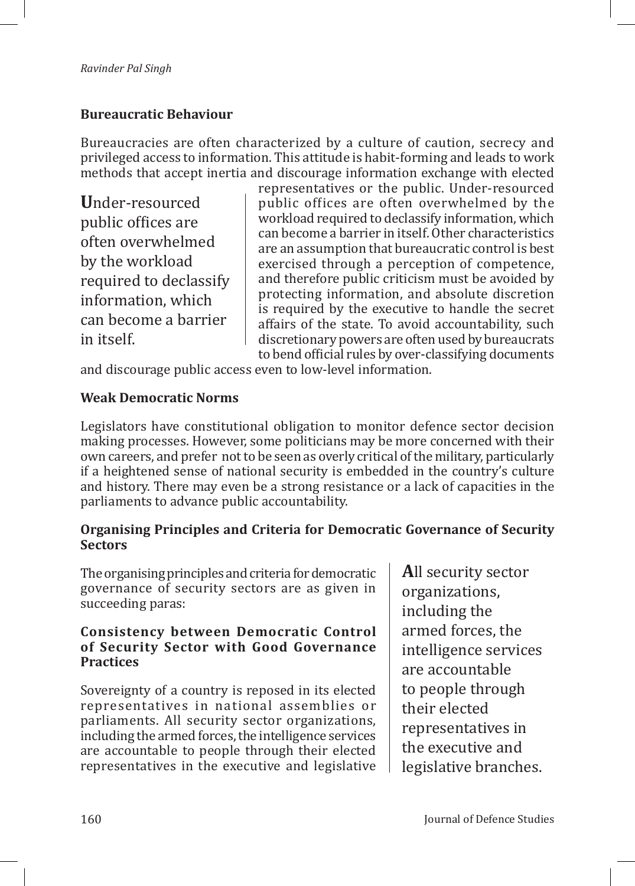### Bureaucratic Behaviour

Bureaucracies are often characterized by a culture of caution, secrecy and privileged access to information. This attitude is habit-forming and leads to work methods that accept inertia and discourage information exchange with elected representatives or the public. Under-resourced public offices are often overwhelmed by the workload required to declassify information, which can become a barrier in itself. Other characteristics are an assumption that bureaucratic control is best exercised through a perception of competence, and therefore public criticism must be avoided by protecting information, and absolute discretion is required by the executive to handle the secret affairs of the state. To avoid accountability, such discretionary powers are often used by bureaucrats to bend official rules by over-classifying documents and discourage public access even to low-level information.

> Under-resourced public offices are often overwhelmed by the workload required to declassify information, which can become a barrier in itself.

### Weak Democratic Norms

Legislators have constitutional obligation to monitor defence sector decision making processes. However, some politicians may be more concerned with their own careers, and prefer not to be seen as overly critical of the military, particularly if a heightened sense of national security is embedded in the country's culture and history. There may even be a strong resistance or a lack of capacities in the parliaments to advance public accountability.

### Organising Principles and Criteria for Democratic Governance of Security Sectors

The organising principles and criteria for democratic governance of security sectors are as given in succeeding paras:

#### Consistency between Democratic Control of Security Sector with Good Governance Practices

Sovereignty of a country is reposed in its elected representatives in national assemblies or parliaments. All security sector organizations, including the armed forces, the intelligence services are accountable to people through their elected representatives in the executive and legislative

> All security sector organizations, including the armed forces, the intelligence services are accountable to people through their elected representatives in the executive and legislative branches.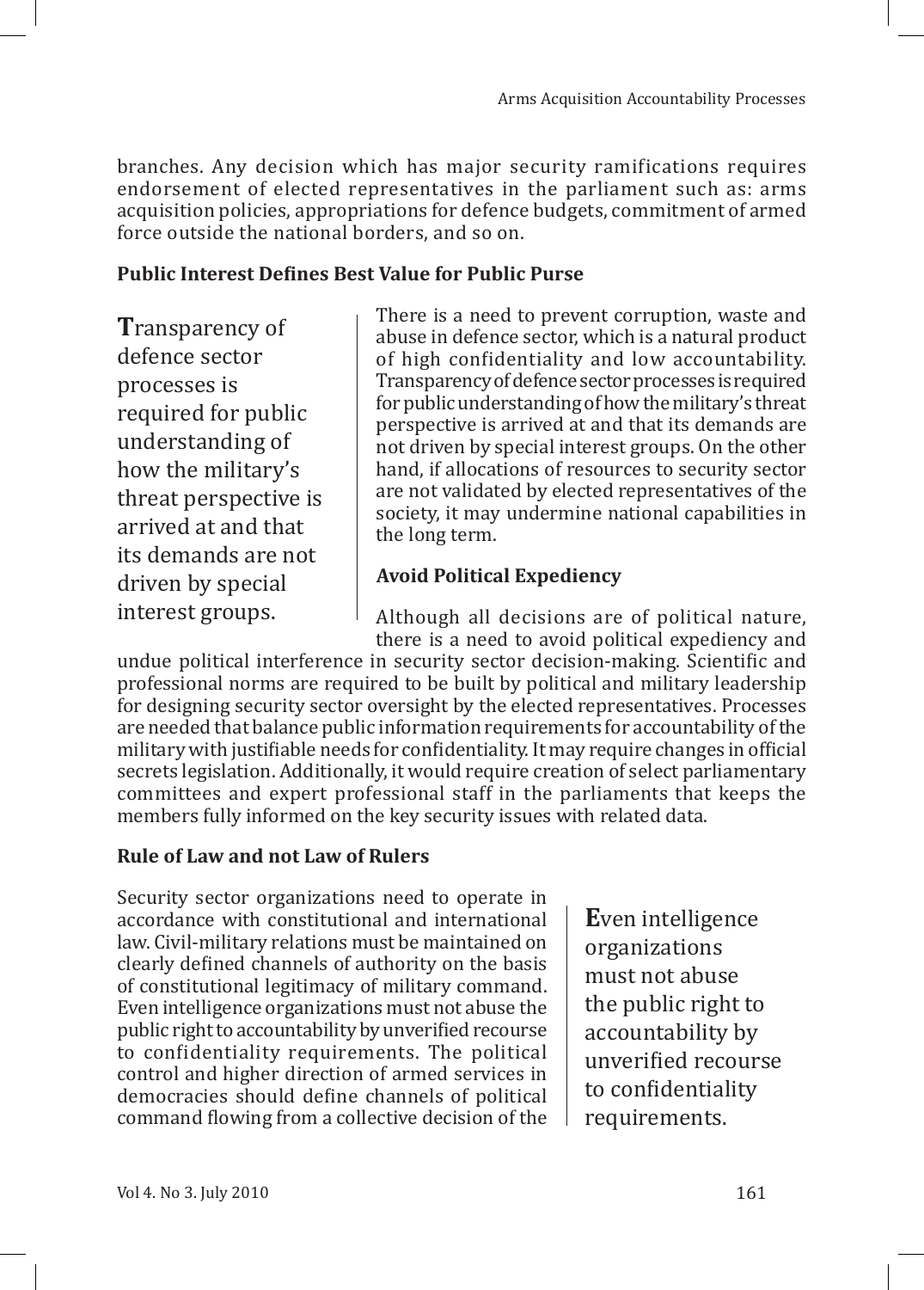branches. Any decision which has major security ramifications requires endorsement of elected representatives in the parliament such as: arms acquisition policies, appropriations for defence budgets, commitment of armed force outside the national borders, and so on.

**Public Interest Defines Best Value for Public Purse**

> **T**ransparency of defence sector processes is required for public understanding of how the military's threat perspective is arrived at and that its demands are not driven by special interest groups.

There is a need to prevent corruption, waste and abuse in defence sector, which is a natural product of high confidentiality and low accountability. Transparency of defence sector processes is required for public understanding of how the military's threat perspective is arrived at and that its demands are not driven by special interest groups. On the other hand, if allocations of resources to security sector are not validated by elected representatives of the society, it may undermine national capabilities in the long term.

**Avoid Political Expediency**

Although all decisions are of political nature, there is a need to avoid political expediency and undue political interference in security sector decision-making. Scientific and professional norms are required to be built by political and military leadership for designing security sector oversight by the elected representatives. Processes are needed that balance public information requirements for accountability of the military with justifiable needs for confidentiality. It may require changes in official secrets legislation. Additionally, it would require creation of select parliamentary committees and expert professional staff in the parliaments that keeps the members fully informed on the key security issues with related data.

**Rule of Law and not Law of Rulers**

Security sector organizations need to operate in accordance with constitutional and international law. Civil-military relations must be maintained on clearly defined channels of authority on the basis of constitutional legitimacy of military command. Even intelligence organizations must not abuse the public right to accountability by unverified recourse to confidentiality requirements. The political control and higher direction of armed services in democracies should define channels of political command flowing from a collective decision of the

> **E**ven intelligence organizations must not abuse the public right to accountability by unverified recourse to confidentiality requirements.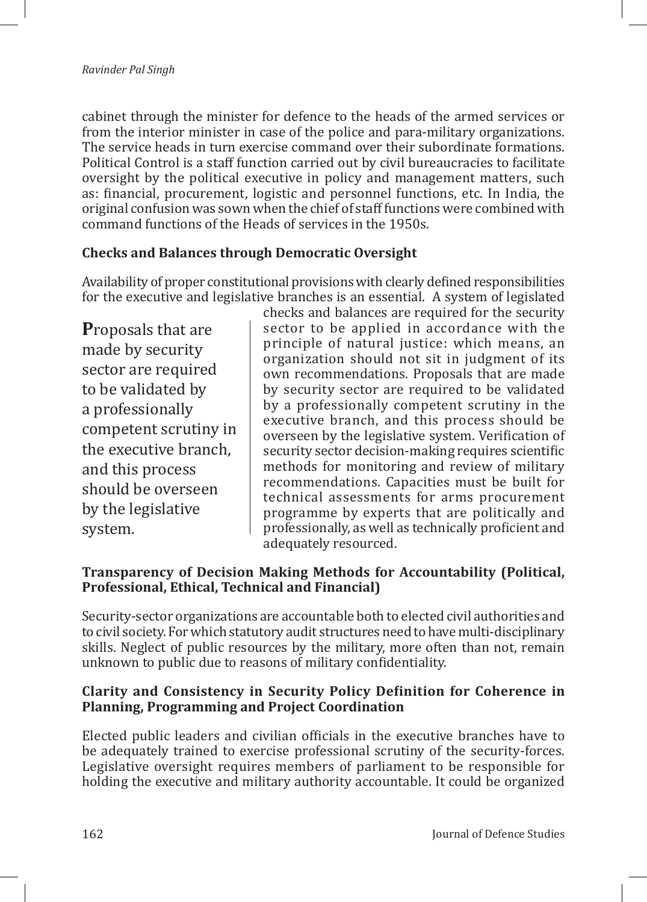cabinet through the minister for defence to the heads of the armed services or from the interior minister in case of the police and para-military organizations. The service heads in turn exercise command over their subordinate formations. Political Control is a staff function carried out by civil bureaucracies to facilitate oversight by the political executive in policy and management matters, such as: financial, procurement, logistic and personnel functions, etc. In India, the original confusion was sown when the chief of staff functions were combined with command functions of the Heads of services in the 1950s.

**Checks and Balances through Democratic Oversight**

Availability of proper constitutional provisions with clearly defined responsibilities for the executive and legislative branches is an essential. A system of legislated checks and balances are required for the security sector to be applied in accordance with the principle of natural justice: which means, an organization should not sit in judgment of its own recommendations. Proposals that are made by security sector are required to be validated by a professionally competent scrutiny in the executive branch, and this process should be overseen by the legislative system. Verification of security sector decision-making requires scientific methods for monitoring and review of military recommendations. Capacities must be built for technical assessments for arms procurement programme by experts that are politically and professionally, as well as technically proficient and adequately resourced.

> **P**roposals that are made by security sector are required to be validated by a professionally competent scrutiny in the executive branch, and this process should be overseen by the legislative system.

**Transparency of Decision Making Methods for Accountability (Political, Professional, Ethical, Technical and Financial)**

Security-sector organizations are accountable both to elected civil authorities and to civil society. For which statutory audit structures need to have multi-disciplinary skills. Neglect of public resources by the military, more often than not, remain unknown to public due to reasons of military confidentiality.

**Clarity and Consistency in Security Policy Definition for Coherence in Planning, Programming and Project Coordination**

Elected public leaders and civilian officials in the executive branches have to be adequately trained to exercise professional scrutiny of the security-forces. Legislative oversight requires members of parliament to be responsible for holding the executive and military authority accountable. It could be organized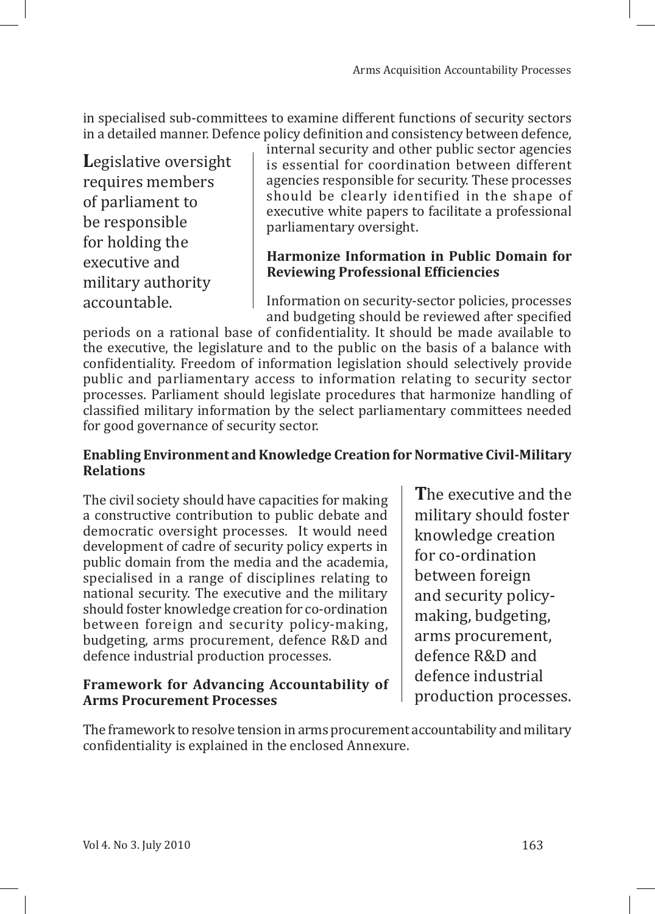in specialised sub-committees to examine different functions of security sectors in a detailed manner. Defence policy definition and consistency between defence, internal security and other public sector agencies is essential for coordination between different agencies responsible for security. These processes should be clearly identified in the shape of executive white papers to facilitate a professional parliamentary oversight.

> **L**egislative oversight requires members of parliament to be responsible for holding the executive and military authority accountable.

**Harmonize Information in Public Domain for Reviewing Professional Efficiencies**

Information on security-sector policies, processes and budgeting should be reviewed after specified periods on a rational base of confidentiality. It should be made available to the executive, the legislature and to the public on the basis of a balance with confidentiality. Freedom of information legislation should selectively provide public and parliamentary access to information relating to security sector processes. Parliament should legislate procedures that harmonize handling of classified military information by the select parliamentary committees needed for good governance of security sector.

**Enabling Environment and Knowledge Creation for Normative Civil-Military Relations**

The civil society should have capacities for making a constructive contribution to public debate and democratic oversight processes. It would need development of cadre of security policy experts in public domain from the media and the academia, specialised in a range of disciplines relating to national security. The executive and the military should foster knowledge creation for co-ordination between foreign and security policy-making, budgeting, arms procurement, defence R&D and defence industrial production processes.

> **T**he executive and the military should foster knowledge creation for co-ordination between foreign and security policy-making, budgeting, arms procurement, defence R&D and defence industrial production processes.

**Framework for Advancing Accountability of Arms Procurement Processes**

The framework to resolve tension in arms procurement accountability and military confidentiality is explained in the enclosed Annexure.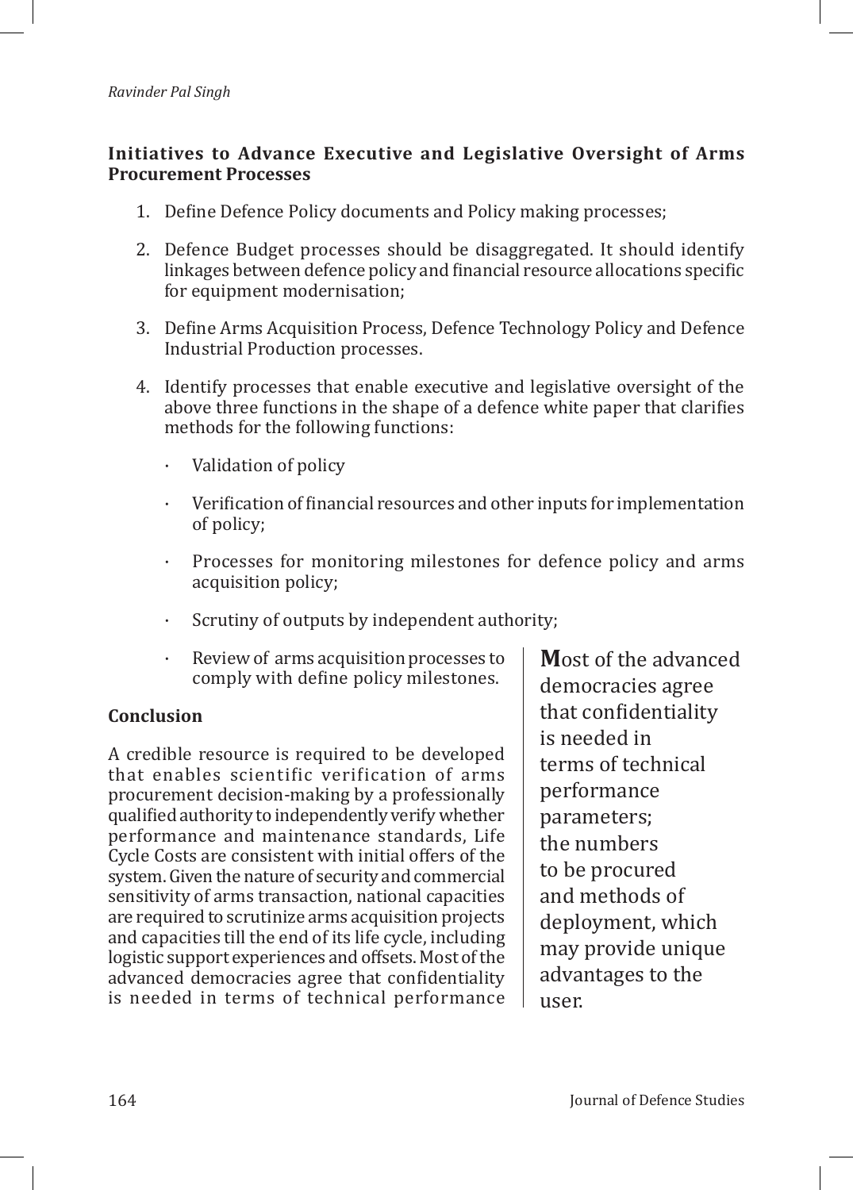### Initiatives to Advance Executive and Legislative Oversight of Arms Procurement Processes

1. Define Defence Policy documents and Policy making processes;
2. Defence Budget processes should be disaggregated. It should identify linkages between defence policy and financial resource allocations specific for equipment modernisation;
3. Define Arms Acquisition Process, Defence Technology Policy and Defence Industrial Production processes.
4. Identify processes that enable executive and legislative oversight of the above three functions in the shape of a defence white paper that clarifies methods for the following functions:
   - Validation of policy
   - Verification of financial resources and other inputs for implementation of policy;
   - Processes for monitoring milestones for defence policy and arms acquisition policy;
   - Scrutiny of outputs by independent authority;
   - Review of arms acquisition processes to comply with define policy milestones.

### Conclusion

A credible resource is required to be developed that enables scientific verification of arms procurement decision-making by a professionally qualified authority to independently verify whether performance and maintenance standards, Life Cycle Costs are consistent with initial offers of the system. Given the nature of security and commercial sensitivity of arms transaction, national capacities are required to scrutinize arms acquisition projects and capacities till the end of its life cycle, including logistic support experiences and offsets. Most of the advanced democracies agree that confidentiality is needed in terms of technical performance

> **M**ost of the advanced democracies agree that confidentiality is needed in terms of technical performance parameters; the numbers to be procured and methods of deployment, which may provide unique advantages to the user.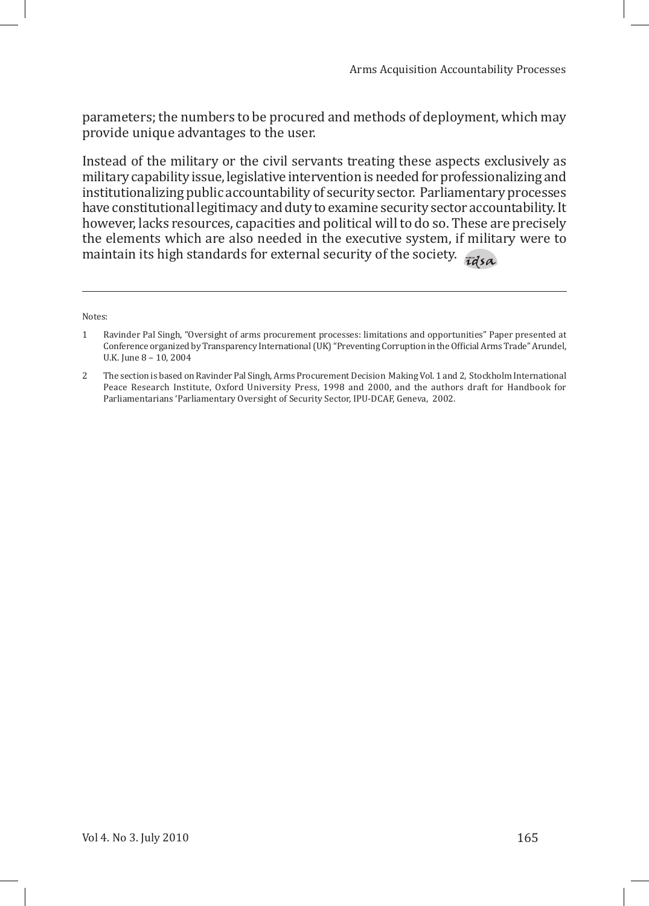parameters; the numbers to be procured and methods of deployment, which may provide unique advantages to the user.

Instead of the military or the civil servants treating these aspects exclusively as military capability issue, legislative intervention is needed for professionalizing and institutionalizing public accountability of security sector. Parliamentary processes have constitutional legitimacy and duty to examine security sector accountability. It however, lacks resources, capacities and political will to do so. These are precisely the elements which are also needed in the executive system, if military were to maintain its high standards for external security of the society.

---

Notes:

1. Ravinder Pal Singh, "Oversight of arms procurement processes: limitations and opportunities" Paper presented at Conference organized by Transparency International (UK) "Preventing Corruption in the Official Arms Trade" Arundel, U.K. June 8 – 10, 2004
2. The section is based on Ravinder Pal Singh, Arms Procurement Decision Making Vol. 1 and 2, Stockholm International Peace Research Institute, Oxford University Press, 1998 and 2000, and the authors draft for Handbook for Parliamentarians 'Parliamentary Oversight of Security Sector, IPU-DCAF, Geneva, 2002.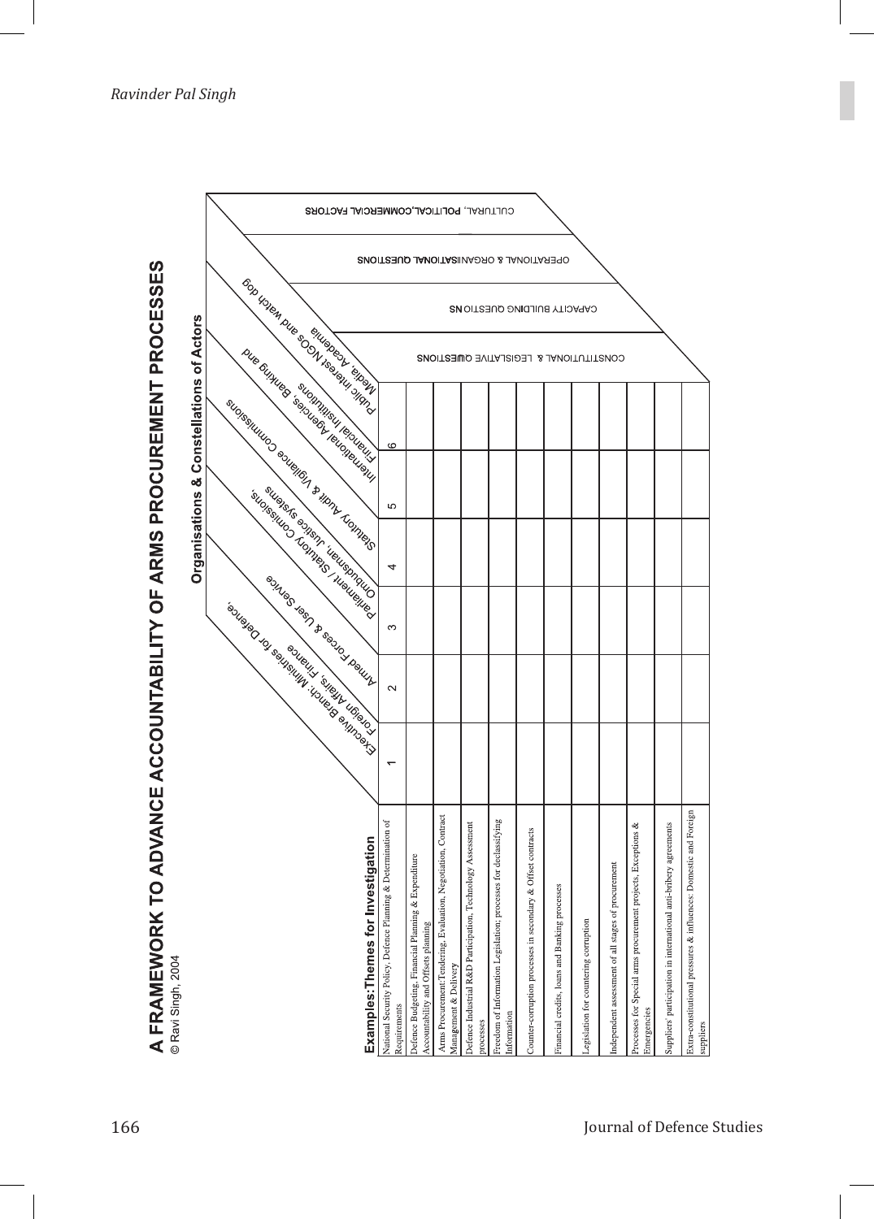# A FRAMEWORK TO ADVANCE ACCOUNTABILITY OF ARMS PROCUREMENT PROCESSES

© Ravi Singh, 2004

**Organisations & Constellations of Actors**

| Examples: Themes for Investigation | 1 Executive Branch: Ministries for Defence, Foreign Affairs, Finance | 2 Armed Forces & User Service | 3 Parliament / Statutory Commissions, Ombudsman, Justice systems | 4 Statutory Audit & Vigilance Commissions | 5 International Agencies, Banking and Financial Institutions | 6 Public interest NGOs and watch dog Media, Academia |
|---|---|---|---|---|---|---|
| National Security Policy, Defence Planning & Determination of Requirements | | | | | | |
| Defence Budgeting, Financial Planning & Expenditure Accountability and Offsets planning | | | | | | |
| Arms Procurement: Tendering, Evaluation, Negotiation, Contract Management & Delivery | | | | | | |
| Defence Industrial R&D Participation, Technology Assessment processes | | | | | | |
| Freedom of Information Legislation; processes for declassifying Information | | | | | | |
| Counter-corruption processes in secondary & Offset contracts | | | | | | |
| Financial credits, loans and Banking processes | | | | | | |
| Legislation for countering corruption | | | | | | |
| Independent assessment of all stages of procurement | | | | | | |
| Processes for Special arms procurement projects, Exceptions & Emergencies | | | | | | |
| Suppliers' participation in international anti-bribery agreements | | | | | | |
| Extra-constitutional pressures & influences: Domestic and Foreign suppliers | | | | | | |

CONSTITUTIONAL & LEGISLATIVE QUESTIONS

CAPACITY BUILDING QUESTIONS

OPERATIONAL & ORGANISATIONAL QUESTIONS

CULTURAL, POLITICAL, COMMERCIAL FACTORS